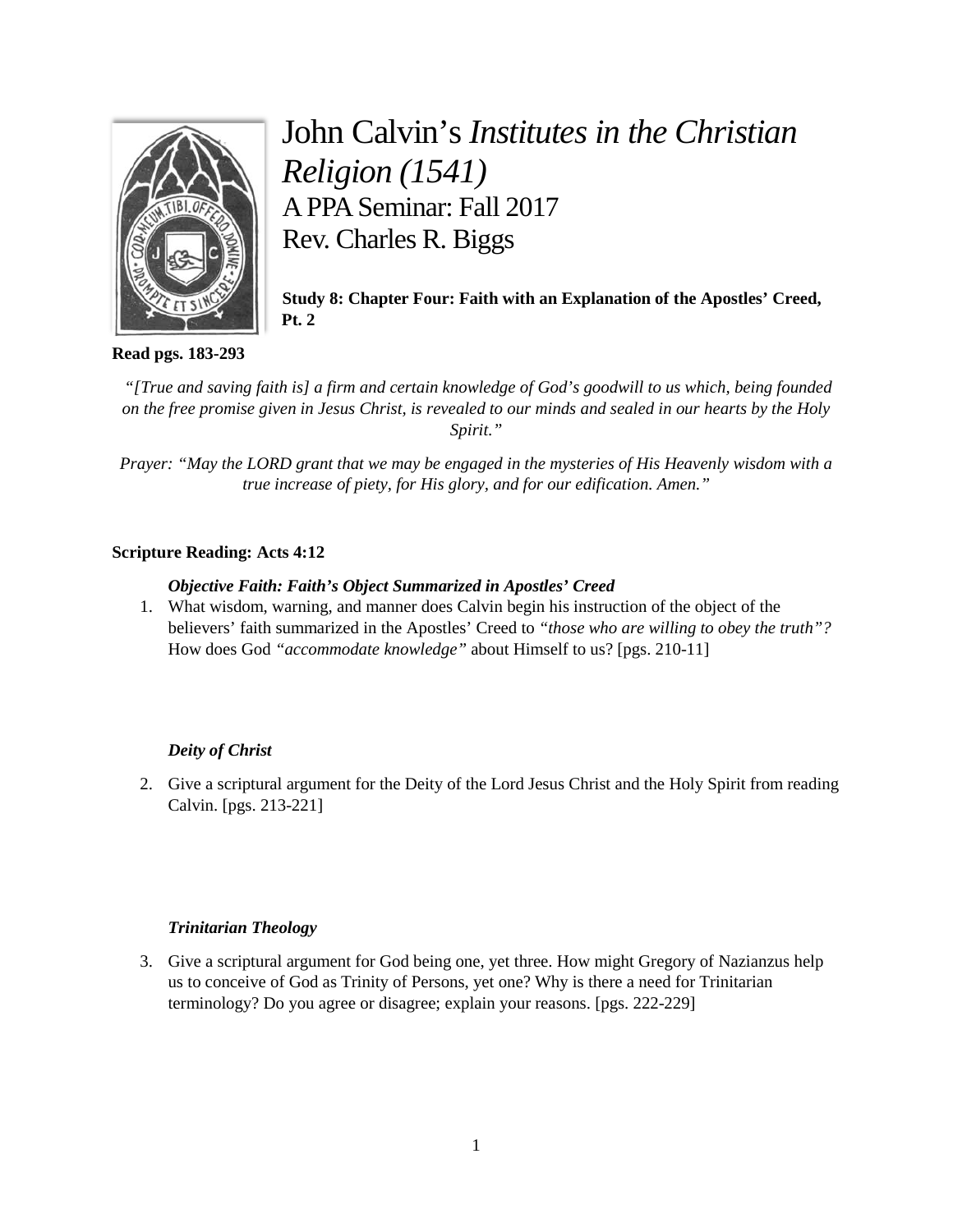# John Calvin's *Institutes in the Christian Religion (1541)*

## A PPA Seminar: Fall 2017

## Rev. Charles R. Biggs

**Study 8: Chapter Four: Faith with an Explanation of the Apostles' Creed, Pt. 2**

**Read pgs. 183-293**

*"[True and saving faith is] a firm and certain knowledge of God's goodwill to us which, being founded on the free promise given in Jesus Christ, is revealed to our minds and sealed in our hearts by the Holy Spirit."*

*Prayer: "May the LORD grant that we may be engaged in the mysteries of His Heavenly wisdom with a true increase of piety, for His glory, and for our edification. Amen."*

**Scripture Reading: Acts 4:12**

***Objective Faith: Faith's Object Summarized in Apostles' Creed***

1. What wisdom, warning, and manner does Calvin begin his instruction of the object of the believers' faith summarized in the Apostles' Creed to *"those who are willing to obey the truth"?* How does God *"accommodate knowledge"* about Himself to us? [pgs. 210-11]

***Deity of Christ***

2. Give a scriptural argument for the Deity of the Lord Jesus Christ and the Holy Spirit from reading Calvin. [pgs. 213-221]

***Trinitarian Theology***

3. Give a scriptural argument for God being one, yet three. How might Gregory of Nazianzus help us to conceive of God as Trinity of Persons, yet one? Why is there a need for Trinitarian terminology? Do you agree or disagree; explain your reasons. [pgs. 222-229]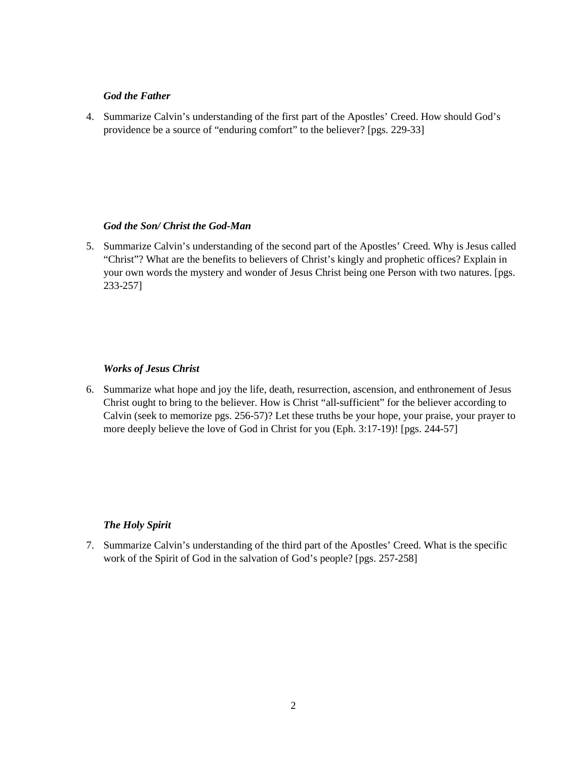***God the Father***

4. Summarize Calvin's understanding of the first part of the Apostles' Creed. How should God's providence be a source of "enduring comfort" to the believer? [pgs. 229-33]

***God the Son/ Christ the God-Man***

5. Summarize Calvin's understanding of the second part of the Apostles' Creed. Why is Jesus called "Christ"? What are the benefits to believers of Christ's kingly and prophetic offices? Explain in your own words the mystery and wonder of Jesus Christ being one Person with two natures. [pgs. 233-257]

***Works of Jesus Christ***

6. Summarize what hope and joy the life, death, resurrection, ascension, and enthronement of Jesus Christ ought to bring to the believer. How is Christ "all-sufficient" for the believer according to Calvin (seek to memorize pgs. 256-57)? Let these truths be your hope, your praise, your prayer to more deeply believe the love of God in Christ for you (Eph. 3:17-19)! [pgs. 244-57]

***The Holy Spirit***

7. Summarize Calvin's understanding of the third part of the Apostles' Creed. What is the specific work of the Spirit of God in the salvation of God's people? [pgs. 257-258]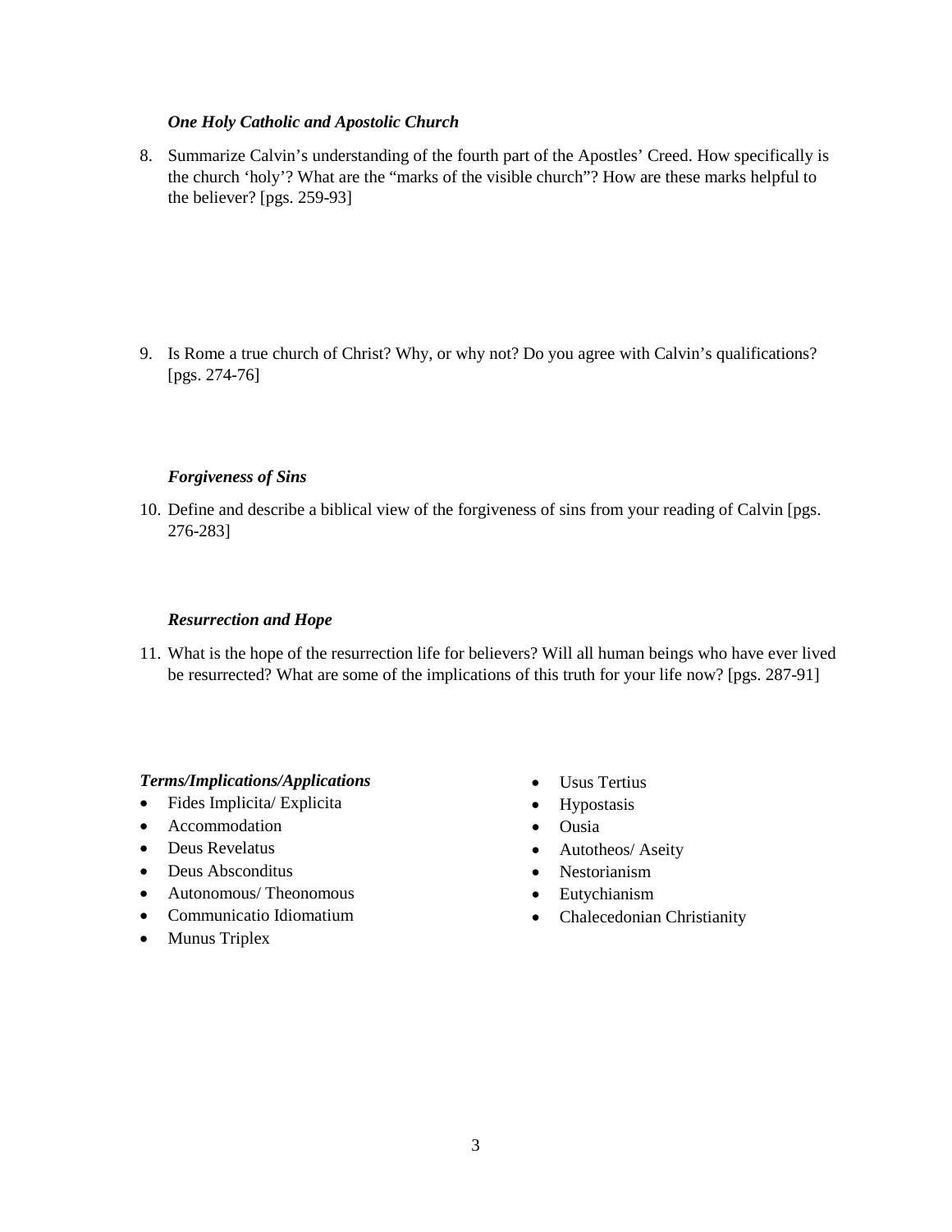***One Holy Catholic and Apostolic Church***

8. Summarize Calvin's understanding of the fourth part of the Apostles' Creed. How specifically is the church 'holy'? What are the "marks of the visible church"? How are these marks helpful to the believer? [pgs. 259-93]

9. Is Rome a true church of Christ? Why, or why not? Do you agree with Calvin's qualifications? [pgs. 274-76]

***Forgiveness of Sins***

10. Define and describe a biblical view of the forgiveness of sins from your reading of Calvin [pgs. 276-283]

***Resurrection and Hope***

11. What is the hope of the resurrection life for believers? Will all human beings who have ever lived be resurrected? What are some of the implications of this truth for your life now? [pgs. 287-91]

***Terms/Implications/Applications***

- Fides Implicita/ Explicita
- Accommodation
- Deus Revelatus
- Deus Absconditus
- Autonomous/ Theonomous
- Communicatio Idiomatium
- Munus Triplex
- Usus Tertius
- Hypostasis
- Ousia
- Autotheos/ Aseity
- Nestorianism
- Eutychianism
- Chalecedonian Christianity